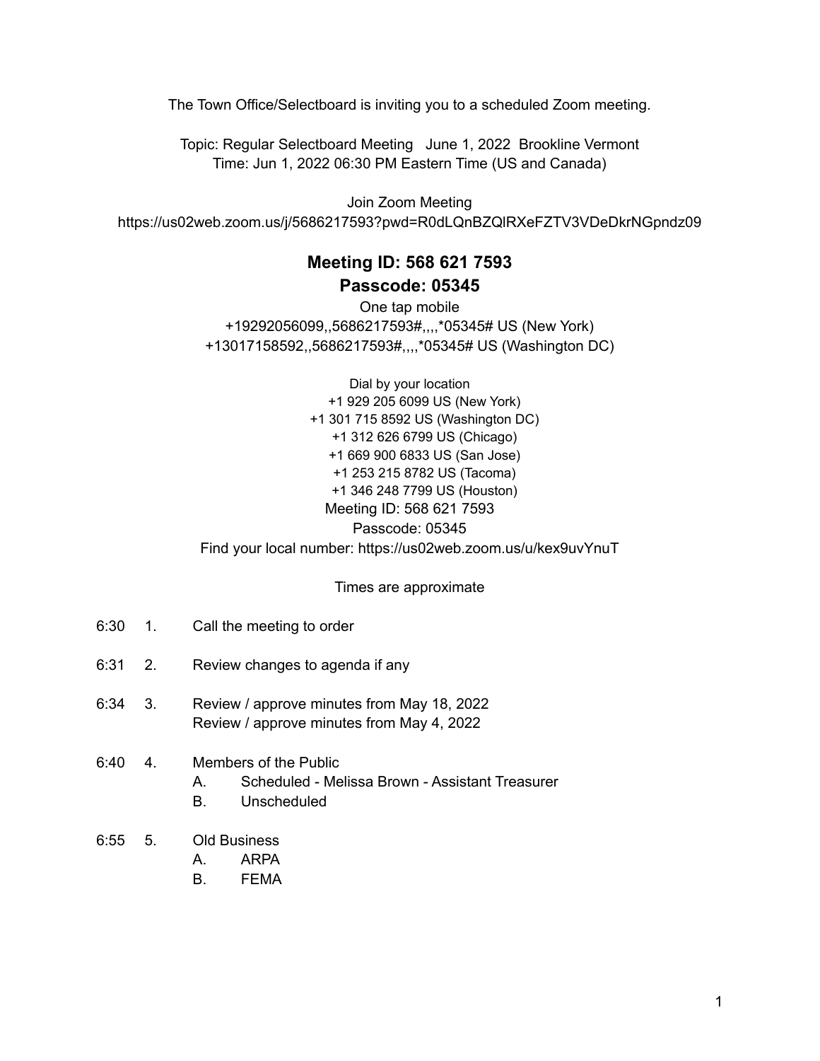The Town Office/Selectboard is inviting you to a scheduled Zoom meeting.

Topic: Regular Selectboard Meeting June 1, 2022 Brookline Vermont
Time: Jun 1, 2022 06:30 PM Eastern Time (US and Canada)

Join Zoom Meeting
https://us02web.zoom.us/j/5686217593?pwd=R0dLQnBZQlRXeFZTV3VDeDkrNGpndz09

**Meeting ID: 568 621 7593**
**Passcode: 05345**

One tap mobile
+19292056099,,5686217593#,,,,*05345# US (New York)
+13017158592,,5686217593#,,,,*05345# US (Washington DC)

Dial by your location
+1 929 205 6099 US (New York)
+1 301 715 8592 US (Washington DC)
+1 312 626 6799 US (Chicago)
+1 669 900 6833 US (San Jose)
+1 253 215 8782 US (Tacoma)
+1 346 248 7799 US (Houston)
Meeting ID: 568 621 7593
Passcode: 05345
Find your local number: https://us02web.zoom.us/u/kex9uvYnuT

Times are approximate

6:30 1. Call the meeting to order

6:31 2. Review changes to agenda if any

6:34 3. Review / approve minutes from May 18, 2022
Review / approve minutes from May 4, 2022

6:40 4. Members of the Public
- A. Scheduled - Melissa Brown - Assistant Treasurer
- B. Unscheduled

6:55 5. Old Business
- A. ARPA
- B. FEMA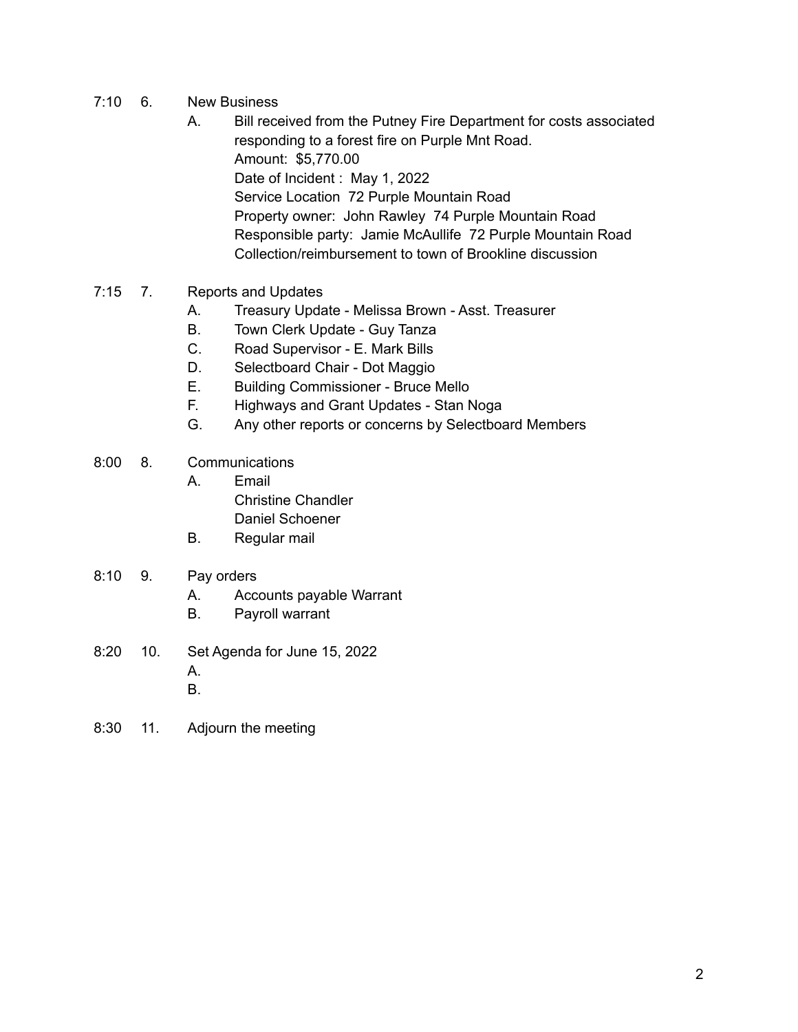7:10 6. New Business

- A. Bill received from the Putney Fire Department for costs associated responding to a forest fire on Purple Mnt Road.
  Amount: $5,770.00
  Date of Incident : May 1, 2022
  Service Location 72 Purple Mountain Road
  Property owner: John Rawley 74 Purple Mountain Road
  Responsible party: Jamie McAullife 72 Purple Mountain Road
  Collection/reimbursement to town of Brookline discussion

7:15 7. Reports and Updates

- A. Treasury Update - Melissa Brown - Asst. Treasurer
- B. Town Clerk Update - Guy Tanza
- C. Road Supervisor - E. Mark Bills
- D. Selectboard Chair - Dot Maggio
- E. Building Commissioner - Bruce Mello
- F. Highways and Grant Updates - Stan Noga
- G. Any other reports or concerns by Selectboard Members

8:00 8. Communications

- A. Email
  Christine Chandler
  Daniel Schoener
- B. Regular mail

8:10 9. Pay orders

- A. Accounts payable Warrant
- B. Payroll warrant

8:20 10. Set Agenda for June 15, 2022

- A.
- B.

8:30 11. Adjourn the meeting